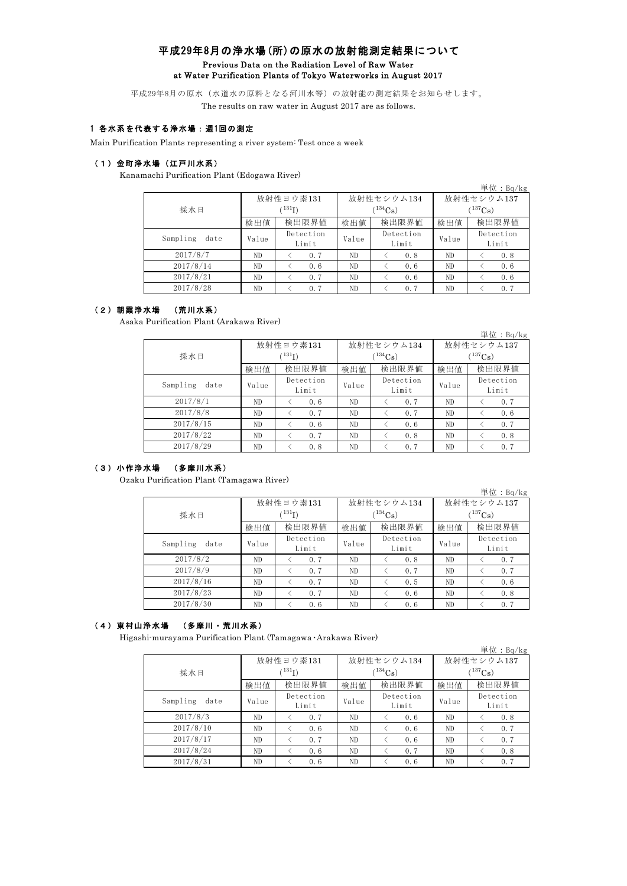# 平成29年8月の浄水場(所)の原水の放射能測定結果について

**Previous Data on the Radiation Level of Raw Water at Water Purification Plants of Tokyo Waterworks in August 2017**

平成29年8月の原水（水道水の原料となる河川水等）の放射能の測定結果をお知らせします。

The results on raw water in August 2017 are as follows.

## 1 各水系を代表する浄水場：週1回の測定

Main Purification Plants representing a river system: Test once a week

### （1）金町浄水場（江戸川水系）

Kanamachi Purification Plant (Edogawa River)

単位：Bq/kg

| 採水日 | 放射性ヨウ素131 ($^{131}I$) | | 放射性セシウム134 ($^{134}Cs$) | | 放射性セシウム137 ($^{137}Cs$) | |
|---|---|---|---|---|---|---|
| | 検出値 | 検出限界値 | 検出値 | 検出限界値 | 検出値 | 検出限界値 |
| Sampling date | Value | Detection Limit | Value | Detection Limit | Value | Detection Limit |
| 2017/8/7 | ND | ＜ 0.7 | ND | ＜ 0.8 | ND | ＜ 0.8 |
| 2017/8/14 | ND | ＜ 0.6 | ND | ＜ 0.6 | ND | ＜ 0.6 |
| 2017/8/21 | ND | ＜ 0.7 | ND | ＜ 0.6 | ND | ＜ 0.6 |
| 2017/8/28 | ND | ＜ 0.7 | ND | ＜ 0.7 | ND | ＜ 0.7 |

### （2）朝霞浄水場 （荒川水系）

Asaka Purification Plant (Arakawa River)

単位：Bq/kg

| 採水日 | 放射性ヨウ素131 ($^{131}I$) | | 放射性セシウム134 ($^{134}Cs$) | | 放射性セシウム137 ($^{137}Cs$) | |
|---|---|---|---|---|---|---|
| | 検出値 | 検出限界値 | 検出値 | 検出限界値 | 検出値 | 検出限界値 |
| Sampling date | Value | Detection Limit | Value | Detection Limit | Value | Detection Limit |
| 2017/8/1 | ND | ＜ 0.6 | ND | ＜ 0.7 | ND | ＜ 0.7 |
| 2017/8/8 | ND | ＜ 0.7 | ND | ＜ 0.7 | ND | ＜ 0.6 |
| 2017/8/15 | ND | ＜ 0.6 | ND | ＜ 0.6 | ND | ＜ 0.7 |
| 2017/8/22 | ND | ＜ 0.7 | ND | ＜ 0.8 | ND | ＜ 0.8 |
| 2017/8/29 | ND | ＜ 0.8 | ND | ＜ 0.7 | ND | ＜ 0.7 |

### （3）小作浄水場 （多摩川水系）

Ozaku Purification Plant (Tamagawa River)

単位：Bq/kg

| 採水日 | 放射性ヨウ素131 ($^{131}I$) | | 放射性セシウム134 ($^{134}Cs$) | | 放射性セシウム137 ($^{137}Cs$) | |
|---|---|---|---|---|---|---|
| | 検出値 | 検出限界値 | 検出値 | 検出限界値 | 検出値 | 検出限界値 |
| Sampling date | Value | Detection Limit | Value | Detection Limit | Value | Detection Limit |
| 2017/8/2 | ND | ＜ 0.7 | ND | ＜ 0.8 | ND | ＜ 0.7 |
| 2017/8/9 | ND | ＜ 0.7 | ND | ＜ 0.7 | ND | ＜ 0.7 |
| 2017/8/16 | ND | ＜ 0.7 | ND | ＜ 0.5 | ND | ＜ 0.6 |
| 2017/8/23 | ND | ＜ 0.7 | ND | ＜ 0.6 | ND | ＜ 0.8 |
| 2017/8/30 | ND | ＜ 0.6 | ND | ＜ 0.6 | ND | ＜ 0.7 |

### （4）東村山浄水場 （多摩川・荒川水系）

Higashi-murayama Purification Plant (Tamagawa・Arakawa River)

単位：Bq/kg

| 採水日 | 放射性ヨウ素131 ($^{131}I$) | | 放射性セシウム134 ($^{134}Cs$) | | 放射性セシウム137 ($^{137}Cs$) | |
|---|---|---|---|---|---|---|
| | 検出値 | 検出限界値 | 検出値 | 検出限界値 | 検出値 | 検出限界値 |
| Sampling date | Value | Detection Limit | Value | Detection Limit | Value | Detection Limit |
| 2017/8/3 | ND | ＜ 0.7 | ND | ＜ 0.6 | ND | ＜ 0.8 |
| 2017/8/10 | ND | ＜ 0.6 | ND | ＜ 0.6 | ND | ＜ 0.7 |
| 2017/8/17 | ND | ＜ 0.7 | ND | ＜ 0.6 | ND | ＜ 0.7 |
| 2017/8/24 | ND | ＜ 0.6 | ND | ＜ 0.7 | ND | ＜ 0.8 |
| 2017/8/31 | ND | ＜ 0.6 | ND | ＜ 0.6 | ND | ＜ 0.7 |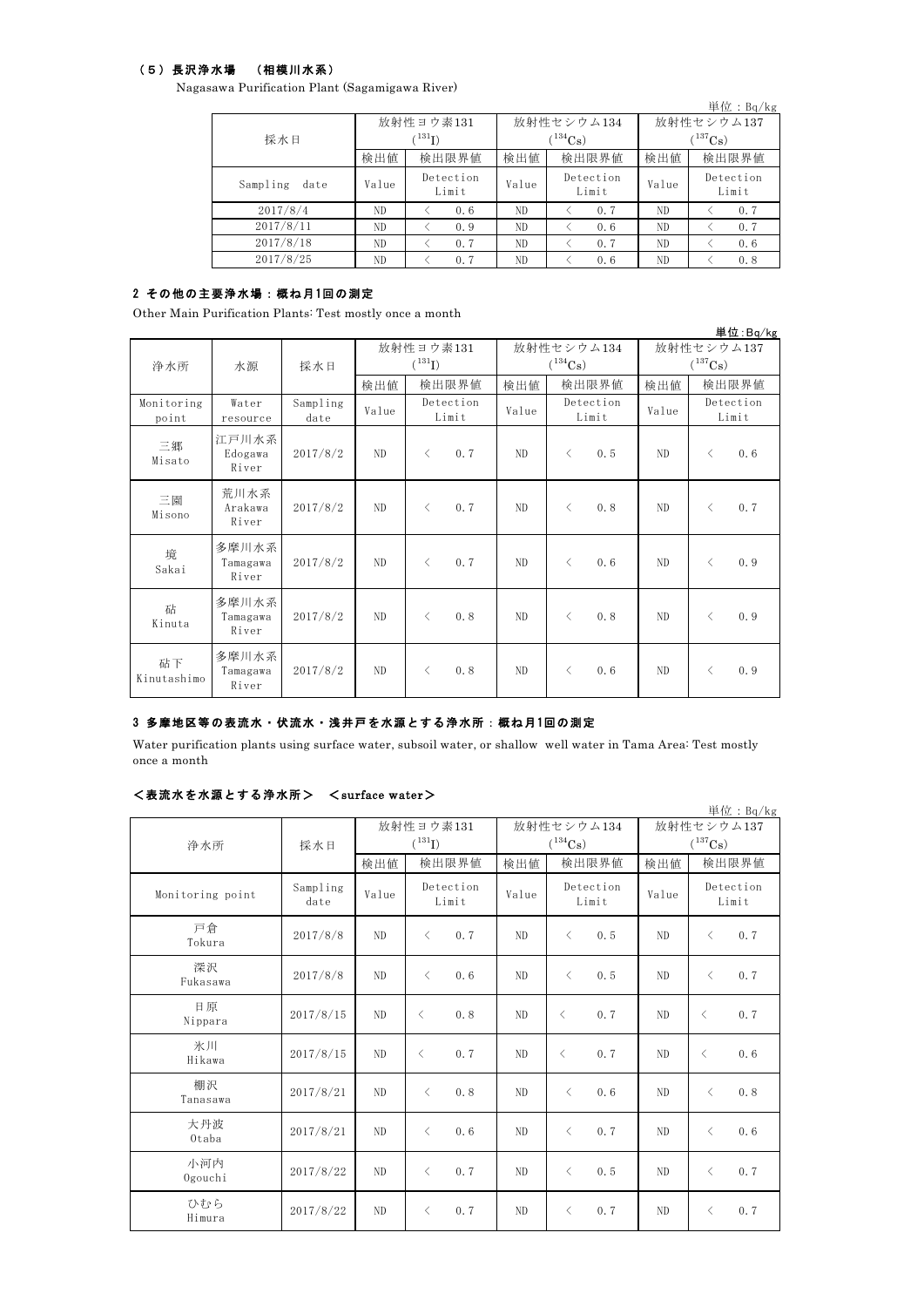### （５）長沢浄水場　（相模川水系）

Nagasawa Purification Plant (Sagamigawa River)

単位：Bq/kg

| 採水日 | 放射性ヨウ素131 ($^{131}I$) | | 放射性セシウム134 ($^{134}Cs$) | | 放射性セシウム137 ($^{137}Cs$) | |
|---|---|---|---|---|---|---|
| | 検出値 | 検出限界値 | 検出値 | 検出限界値 | 検出値 | 検出限界値 |
| Sampling date | Value | Detection Limit | Value | Detection Limit | Value | Detection Limit |
| 2017/8/4 | ND | ＜ 0.6 | ND | ＜ 0.7 | ND | ＜ 0.7 |
| 2017/8/11 | ND | ＜ 0.9 | ND | ＜ 0.6 | ND | ＜ 0.7 |
| 2017/8/18 | ND | ＜ 0.7 | ND | ＜ 0.7 | ND | ＜ 0.6 |
| 2017/8/25 | ND | ＜ 0.7 | ND | ＜ 0.6 | ND | ＜ 0.8 |

## 2 その他の主要浄水場：概ね月1回の測定

Other Main Purification Plants: Test mostly once a month

単位：Bq/kg

| 浄水所 | 水源 | 採水日 | 放射性ヨウ素131 ($^{131}I$) | | 放射性セシウム134 ($^{134}Cs$) | | 放射性セシウム137 ($^{137}Cs$) | |
|---|---|---|---|---|---|---|---|---|
| | | | 検出値 | 検出限界値 | 検出値 | 検出限界値 | 検出値 | 検出限界値 |
| Monitoring point | Water resource | Sampling date | Value | Detection Limit | Value | Detection Limit | Value | Detection Limit |
| 三郷 Misato | 江戸川水系 Edogawa River | 2017/8/2 | ND | ＜ 0.7 | ND | ＜ 0.5 | ND | ＜ 0.6 |
| 三園 Misono | 荒川水系 Arakawa River | 2017/8/2 | ND | ＜ 0.7 | ND | ＜ 0.8 | ND | ＜ 0.7 |
| 境 Sakai | 多摩川水系 Tamagawa River | 2017/8/2 | ND | ＜ 0.7 | ND | ＜ 0.6 | ND | ＜ 0.9 |
| 砧 Kinuta | 多摩川水系 Tamagawa River | 2017/8/2 | ND | ＜ 0.8 | ND | ＜ 0.8 | ND | ＜ 0.9 |
| 砧下 Kinutashimo | 多摩川水系 Tamagawa River | 2017/8/2 | ND | ＜ 0.8 | ND | ＜ 0.6 | ND | ＜ 0.9 |

## 3 多摩地区等の表流水・伏流水・浅井戸を水源とする浄水所：概ね月1回の測定

Water purification plants using surface water, subsoil water, or shallow well water in Tama Area: Test mostly once a month

### ＜表流水を水源とする浄水所＞　＜surface water＞

単位：Bq/kg

| 浄水所 | 採水日 | 放射性ヨウ素131 ($^{131}I$) | | 放射性セシウム134 ($^{134}Cs$) | | 放射性セシウム137 ($^{137}Cs$) | |
|---|---|---|---|---|---|---|---|
| | | 検出値 | 検出限界値 | 検出値 | 検出限界値 | 検出値 | 検出限界値 |
| Monitoring point | Sampling date | Value | Detection Limit | Value | Detection Limit | Value | Detection Limit |
| 戸倉 Tokura | 2017/8/8 | ND | ＜ 0.7 | ND | ＜ 0.5 | ND | ＜ 0.7 |
| 深沢 Fukasawa | 2017/8/8 | ND | ＜ 0.6 | ND | ＜ 0.5 | ND | ＜ 0.7 |
| 日原 Nippara | 2017/8/15 | ND | ＜ 0.8 | ND | ＜ 0.7 | ND | ＜ 0.7 |
| 氷川 Hikawa | 2017/8/15 | ND | ＜ 0.7 | ND | ＜ 0.7 | ND | ＜ 0.6 |
| 棚沢 Tanasawa | 2017/8/21 | ND | ＜ 0.8 | ND | ＜ 0.6 | ND | ＜ 0.8 |
| 大丹波 Otaba | 2017/8/21 | ND | ＜ 0.6 | ND | ＜ 0.7 | ND | ＜ 0.6 |
| 小河内 Ogouchi | 2017/8/22 | ND | ＜ 0.7 | ND | ＜ 0.5 | ND | ＜ 0.7 |
| ひむら Himura | 2017/8/22 | ND | ＜ 0.7 | ND | ＜ 0.7 | ND | ＜ 0.7 |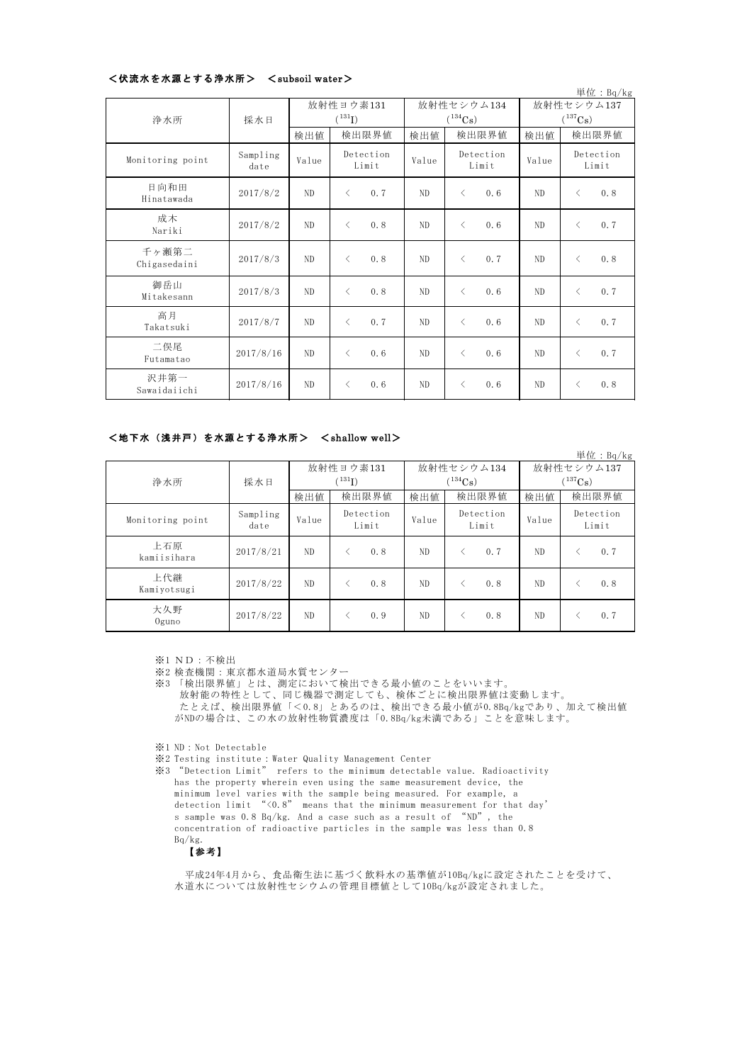**＜伏流水を水源とする浄水所＞　＜subsoil water＞**

単位：Bq/kg

| 浄水所 | 採水日 | 放射性ヨウ素131 ($^{131}$I) | | | 放射性セシウム134 ($^{134}$Cs) | | | 放射性セシウム137 ($^{137}$Cs) | | |
|---|---|---|---|---|---|---|---|---|---|---|
| | | 検出値 | 検出限界値 | | 検出値 | 検出限界値 | | 検出値 | 検出限界値 | |
| Monitoring point | Sampling date | Value | Detection Limit | | Value | Detection Limit | | Value | Detection Limit | |
| 日向和田 Hinatawada | 2017/8/2 | ND | < | 0.7 | ND | < | 0.6 | ND | < | 0.8 |
| 成木 Nariki | 2017/8/2 | ND | < | 0.8 | ND | < | 0.6 | ND | < | 0.7 |
| 千ヶ瀬第二 Chigasedaini | 2017/8/3 | ND | < | 0.8 | ND | < | 0.7 | ND | < | 0.8 |
| 御岳山 Mitakesann | 2017/8/3 | ND | < | 0.8 | ND | < | 0.6 | ND | < | 0.7 |
| 高月 Takatsuki | 2017/8/7 | ND | < | 0.7 | ND | < | 0.6 | ND | < | 0.7 |
| 二俣尾 Futamatao | 2017/8/16 | ND | < | 0.6 | ND | < | 0.6 | ND | < | 0.7 |
| 沢井第一 Sawaidaiichi | 2017/8/16 | ND | < | 0.6 | ND | < | 0.6 | ND | < | 0.8 |

**＜地下水（浅井戸）を水源とする浄水所＞　＜shallow well＞**

単位：Bq/kg

| 浄水所 | 採水日 | 放射性ヨウ素131 ($^{131}$I) | | | 放射性セシウム134 ($^{134}$Cs) | | | 放射性セシウム137 ($^{137}$Cs) | | |
|---|---|---|---|---|---|---|---|---|---|---|
| | | 検出値 | 検出限界値 | | 検出値 | 検出限界値 | | 検出値 | 検出限界値 | |
| Monitoring point | Sampling date | Value | Detection Limit | | Value | Detection Limit | | Value | Detection Limit | |
| 上石原 kamiisihara | 2017/8/21 | ND | < | 0.8 | ND | < | 0.7 | ND | < | 0.7 |
| 上代継 Kamiyotsugi | 2017/8/22 | ND | < | 0.8 | ND | < | 0.8 | ND | < | 0.8 |
| 大久野 Oguno | 2017/8/22 | ND | < | 0.9 | ND | < | 0.8 | ND | < | 0.7 |

※1 ＮＤ：不検出

※2 検査機関：東京都水道局水質センター

※3 「検出限界値」とは、測定において検出できる最小値のことをいいます。
放射能の特性として、同じ機器で測定しても、検体ごとに検出限界値は変動します。
たとえば、検出限界値「<0.8」とあるのは、検出できる最小値が0.8Bq/kgであり、加えて検出値がNDの場合は、この水の放射性物質濃度は「0.8Bq/kg未満である」ことを意味します。

※1 ND：Not Detectable

※2 Testing institute：Water Quality Management Center

※3 "Detection Limit" refers to the minimum detectable value. Radioactivity has the property wherein even using the same measurement device, the minimum level varies with the sample being measured. For example, a detection limit "<0.8" means that the minimum measurement for that day's sample was 0.8 Bq/kg. And a case such as a result of "ND", the concentration of radioactive particles in the sample was less than 0.8 Bq/kg.

【参考】

平成24年4月から、食品衛生法に基づく飲料水の基準値が10Bq/kgに設定されたことを受けて、水道水については放射性セシウムの管理目標値として10Bq/kgが設定されました。